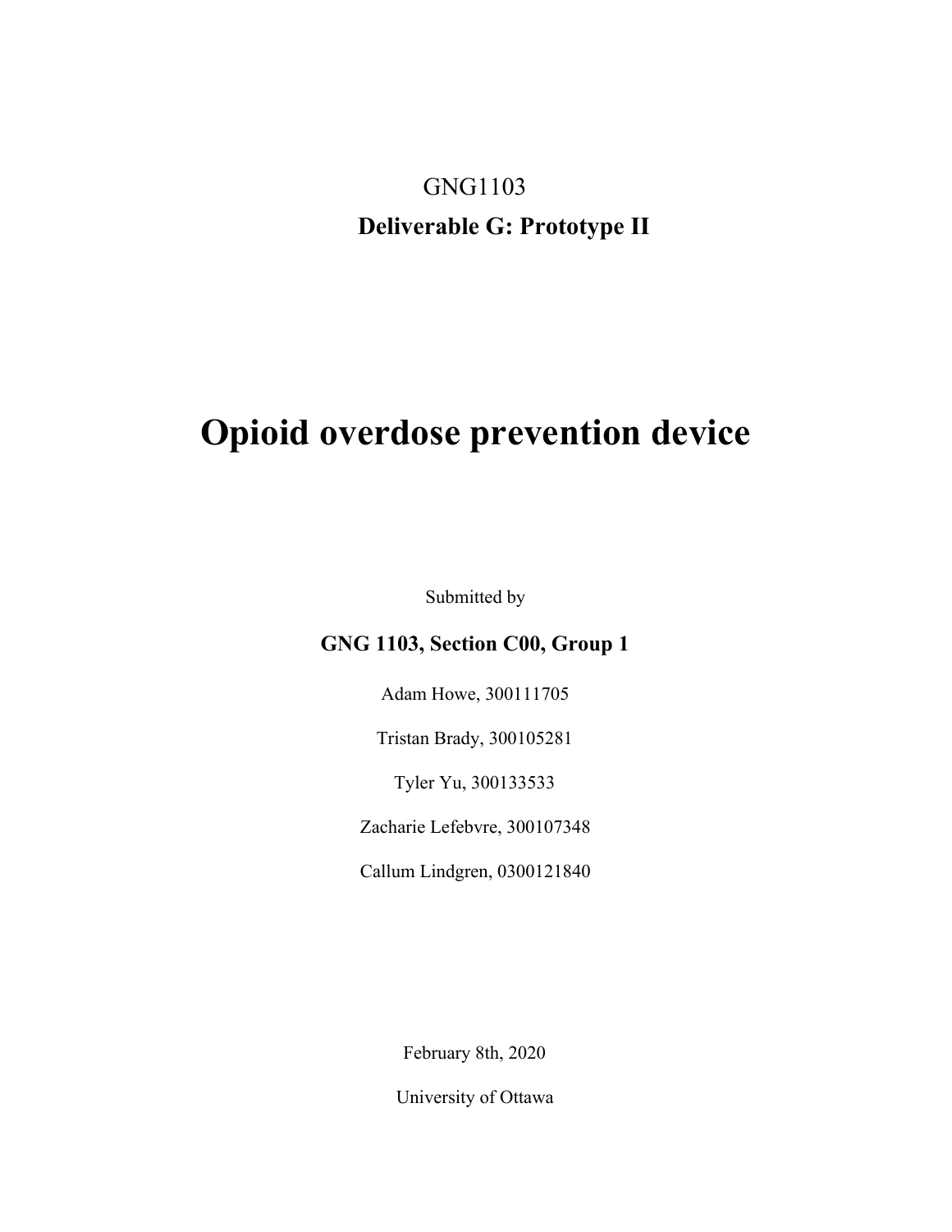GNG1103

**Deliverable G: Prototype II**

# Opioid overdose prevention device

Submitted by

**GNG 1103, Section C00, Group 1**

Adam Howe, 300111705

Tristan Brady, 300105281

Tyler Yu, 300133533

Zacharie Lefebvre, 300107348

Callum Lindgren, 0300121840

February 8th, 2020

University of Ottawa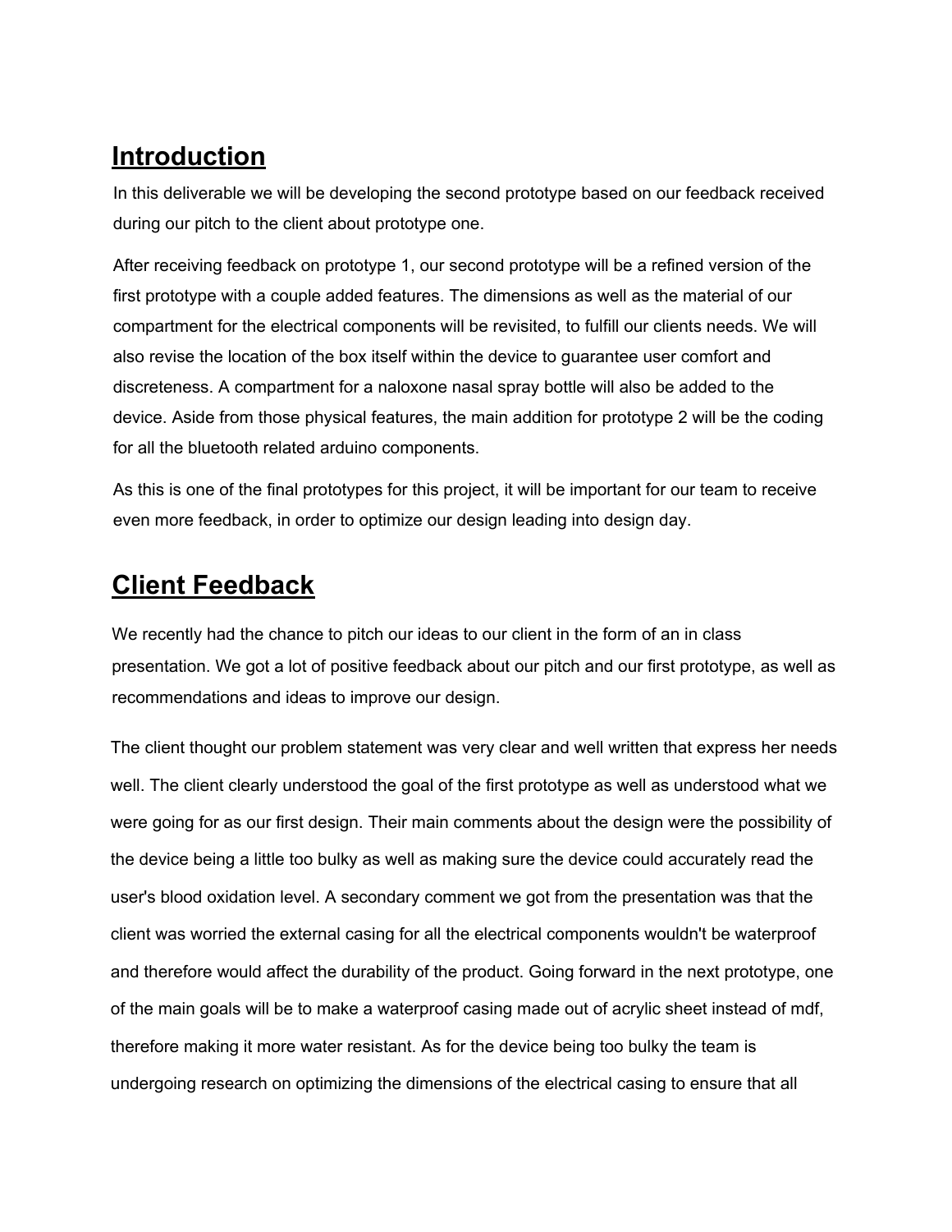## Introduction

In this deliverable we will be developing the second prototype based on our feedback received during our pitch to the client about prototype one.

After receiving feedback on prototype 1, our second prototype will be a refined version of the first prototype with a couple added features. The dimensions as well as the material of our compartment for the electrical components will be revisited, to fulfill our clients needs. We will also revise the location of the box itself within the device to guarantee user comfort and discreteness. A compartment for a naloxone nasal spray bottle will also be added to the device. Aside from those physical features, the main addition for prototype 2 will be the coding for all the bluetooth related arduino components.

As this is one of the final prototypes for this project, it will be important for our team to receive even more feedback, in order to optimize our design leading into design day.

## Client Feedback

We recently had the chance to pitch our ideas to our client in the form of an in class presentation. We got a lot of positive feedback about our pitch and our first prototype, as well as recommendations and ideas to improve our design.

The client thought our problem statement was very clear and well written that express her needs well. The client clearly understood the goal of the first prototype as well as understood what we were going for as our first design. Their main comments about the design were the possibility of the device being a little too bulky as well as making sure the device could accurately read the user's blood oxidation level. A secondary comment we got from the presentation was that the client was worried the external casing for all the electrical components wouldn't be waterproof and therefore would affect the durability of the product. Going forward in the next prototype, one of the main goals will be to make a waterproof casing made out of acrylic sheet instead of mdf, therefore making it more water resistant. As for the device being too bulky the team is undergoing research on optimizing the dimensions of the electrical casing to ensure that all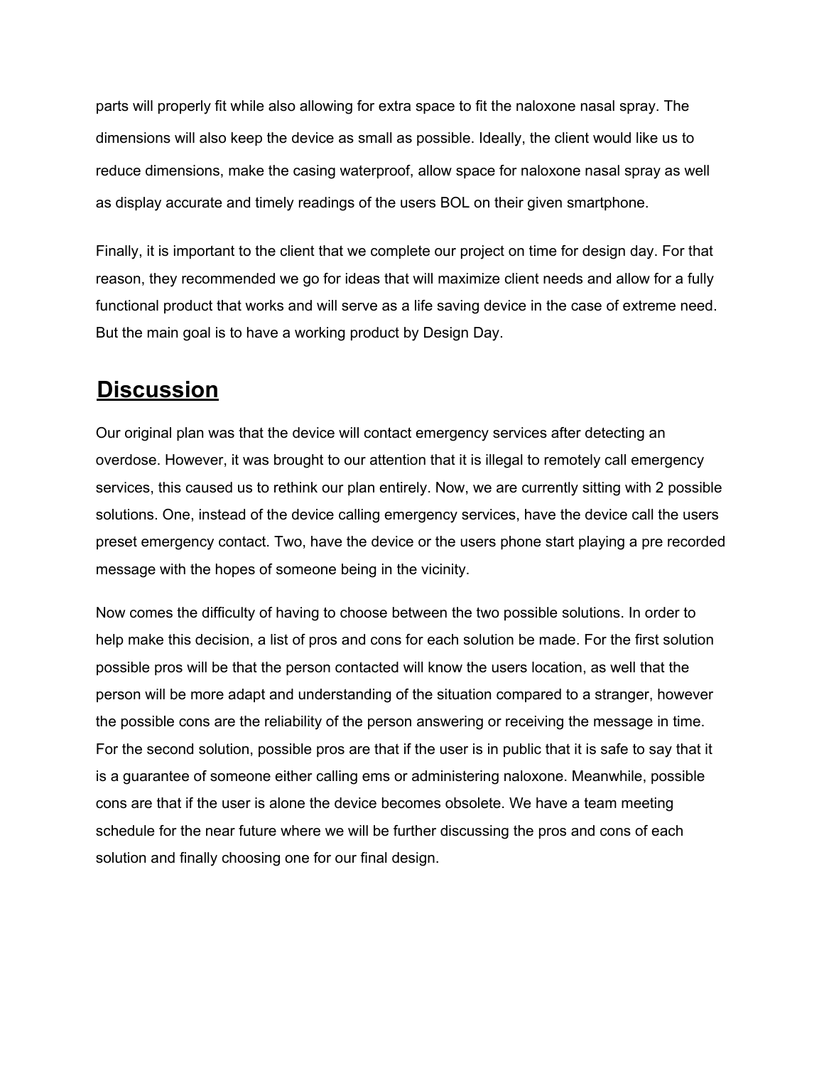parts will properly fit while also allowing for extra space to fit the naloxone nasal spray. The dimensions will also keep the device as small as possible. Ideally, the client would like us to reduce dimensions, make the casing waterproof, allow space for naloxone nasal spray as well as display accurate and timely readings of the users BOL on their given smartphone.

Finally, it is important to the client that we complete our project on time for design day. For that reason, they recommended we go for ideas that will maximize client needs and allow for a fully functional product that works and will serve as a life saving device in the case of extreme need. But the main goal is to have a working product by Design Day.

## Discussion

Our original plan was that the device will contact emergency services after detecting an overdose. However, it was brought to our attention that it is illegal to remotely call emergency services, this caused us to rethink our plan entirely. Now, we are currently sitting with 2 possible solutions. One, instead of the device calling emergency services, have the device call the users preset emergency contact. Two, have the device or the users phone start playing a pre recorded message with the hopes of someone being in the vicinity.

Now comes the difficulty of having to choose between the two possible solutions. In order to help make this decision, a list of pros and cons for each solution be made. For the first solution possible pros will be that the person contacted will know the users location, as well that the person will be more adapt and understanding of the situation compared to a stranger, however the possible cons are the reliability of the person answering or receiving the message in time. For the second solution, possible pros are that if the user is in public that it is safe to say that it is a guarantee of someone either calling ems or administering naloxone. Meanwhile, possible cons are that if the user is alone the device becomes obsolete. We have a team meeting schedule for the near future where we will be further discussing the pros and cons of each solution and finally choosing one for our final design.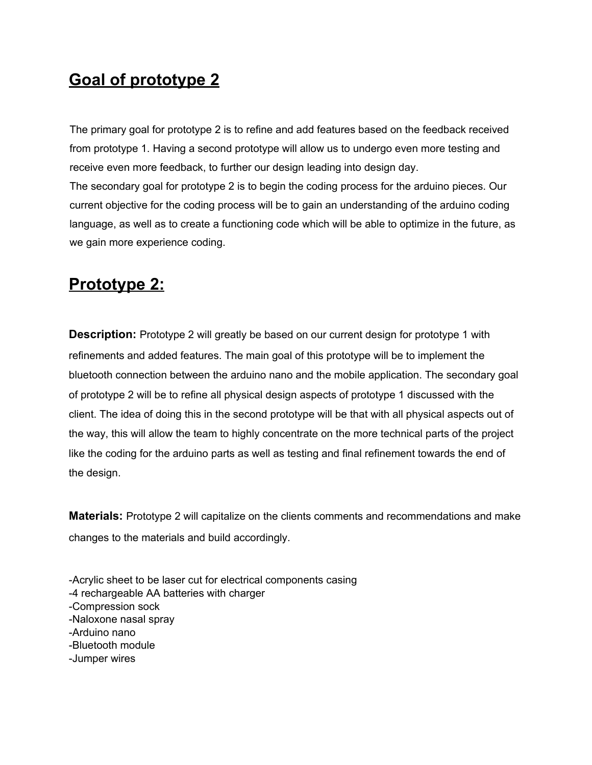## Goal of prototype 2

The primary goal for prototype 2 is to refine and add features based on the feedback received from prototype 1. Having a second prototype will allow us to undergo even more testing and receive even more feedback, to further our design leading into design day.
The secondary goal for prototype 2 is to begin the coding process for the arduino pieces. Our current objective for the coding process will be to gain an understanding of the arduino coding language, as well as to create a functioning code which will be able to optimize in the future, as we gain more experience coding.

# Prototype 2:

**Description:** Prototype 2 will greatly be based on our current design for prototype 1 with refinements and added features. The main goal of this prototype will be to implement the bluetooth connection between the arduino nano and the mobile application. The secondary goal of prototype 2 will be to refine all physical design aspects of prototype 1 discussed with the client. The idea of doing this in the second prototype will be that with all physical aspects out of the way, this will allow the team to highly concentrate on the more technical parts of the project like the coding for the arduino parts as well as testing and final refinement towards the end of the design.

**Materials:** Prototype 2 will capitalize on the clients comments and recommendations and make changes to the materials and build accordingly.

-Acrylic sheet to be laser cut for electrical components casing
-4 rechargeable AA batteries with charger
-Compression sock
-Naloxone nasal spray
-Arduino nano
-Bluetooth module
-Jumper wires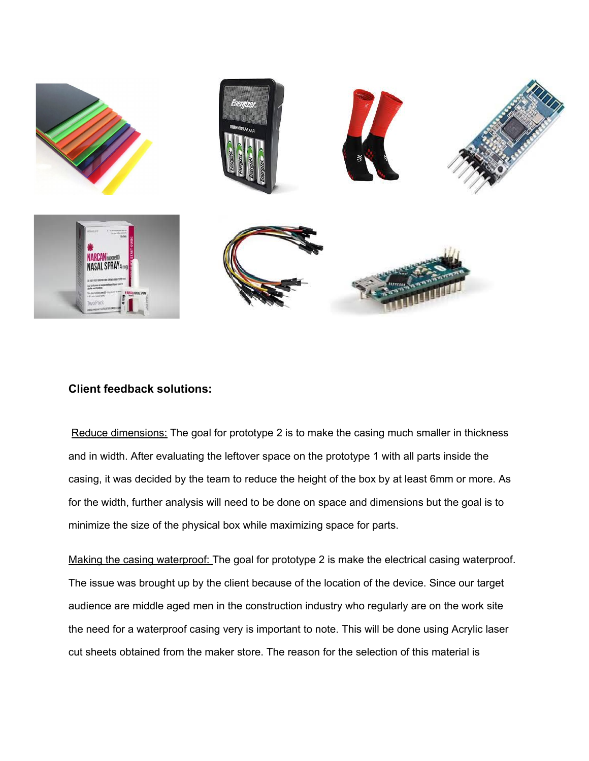**Client feedback solutions:**

<u>Reduce dimensions:</u> The goal for prototype 2 is to make the casing much smaller in thickness and in width. After evaluating the leftover space on the prototype 1 with all parts inside the casing, it was decided by the team to reduce the height of the box by at least 6mm or more. As for the width, further analysis will need to be done on space and dimensions but the goal is to minimize the size of the physical box while maximizing space for parts.

<u>Making the casing waterproof:</u> The goal for prototype 2 is make the electrical casing waterproof. The issue was brought up by the client because of the location of the device. Since our target audience are middle aged men in the construction industry who regularly are on the work site the need for a waterproof casing very is important to note. This will be done using Acrylic laser cut sheets obtained from the maker store. The reason for the selection of this material is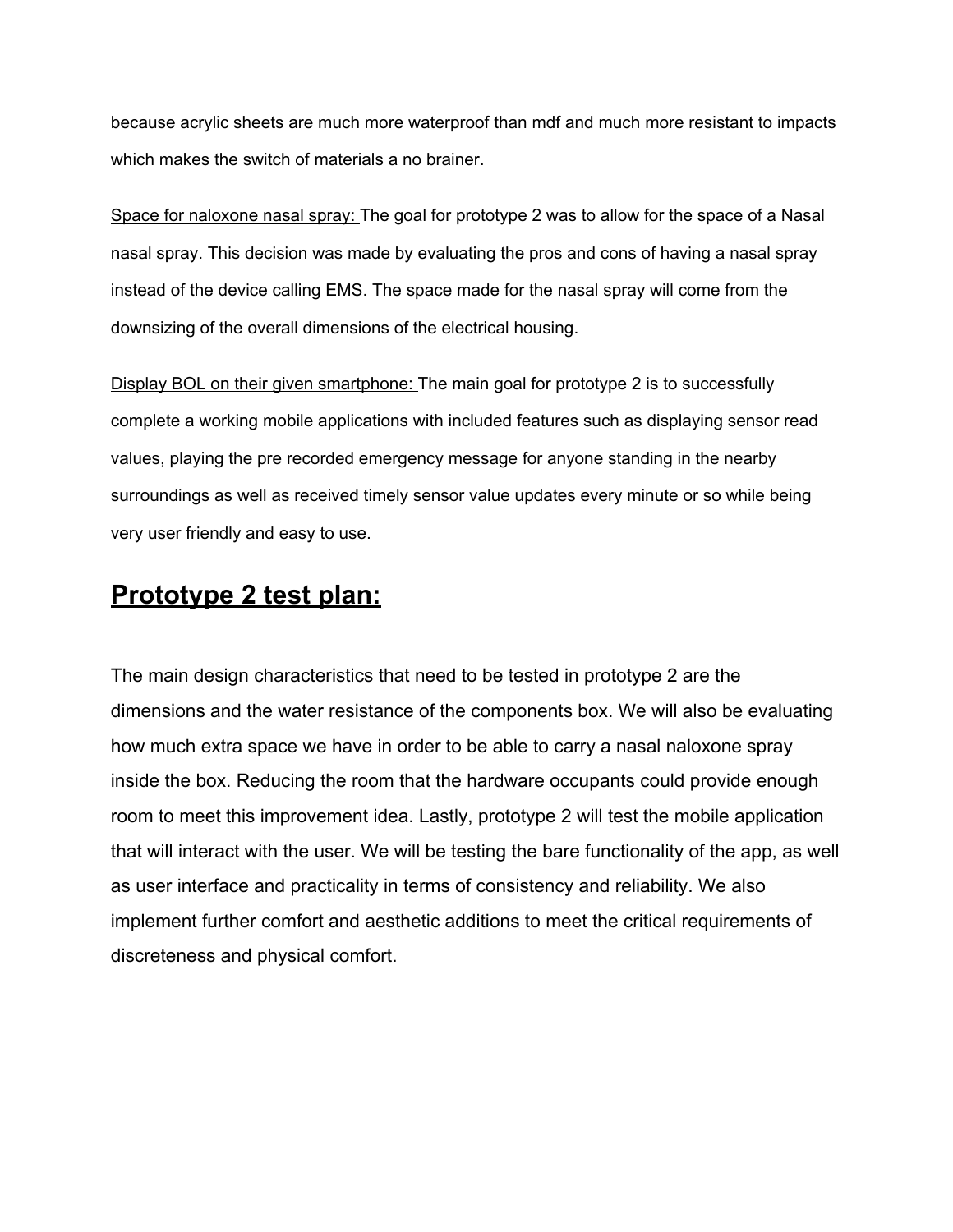because acrylic sheets are much more waterproof than mdf and much more resistant to impacts which makes the switch of materials a no brainer.

<u>Space for naloxone nasal spray:</u> The goal for prototype 2 was to allow for the space of a Nasal nasal spray. This decision was made by evaluating the pros and cons of having a nasal spray instead of the device calling EMS. The space made for the nasal spray will come from the downsizing of the overall dimensions of the electrical housing.

<u>Display BOL on their given smartphone:</u> The main goal for prototype 2 is to successfully complete a working mobile applications with included features such as displaying sensor read values, playing the pre recorded emergency message for anyone standing in the nearby surroundings as well as received timely sensor value updates every minute or so while being very user friendly and easy to use.

## **<u>Prototype 2 test plan:</u>**

The main design characteristics that need to be tested in prototype 2 are the dimensions and the water resistance of the components box. We will also be evaluating how much extra space we have in order to be able to carry a nasal naloxone spray inside the box. Reducing the room that the hardware occupants could provide enough room to meet this improvement idea. Lastly, prototype 2 will test the mobile application that will interact with the user. We will be testing the bare functionality of the app, as well as user interface and practicality in terms of consistency and reliability. We also implement further comfort and aesthetic additions to meet the critical requirements of discreteness and physical comfort.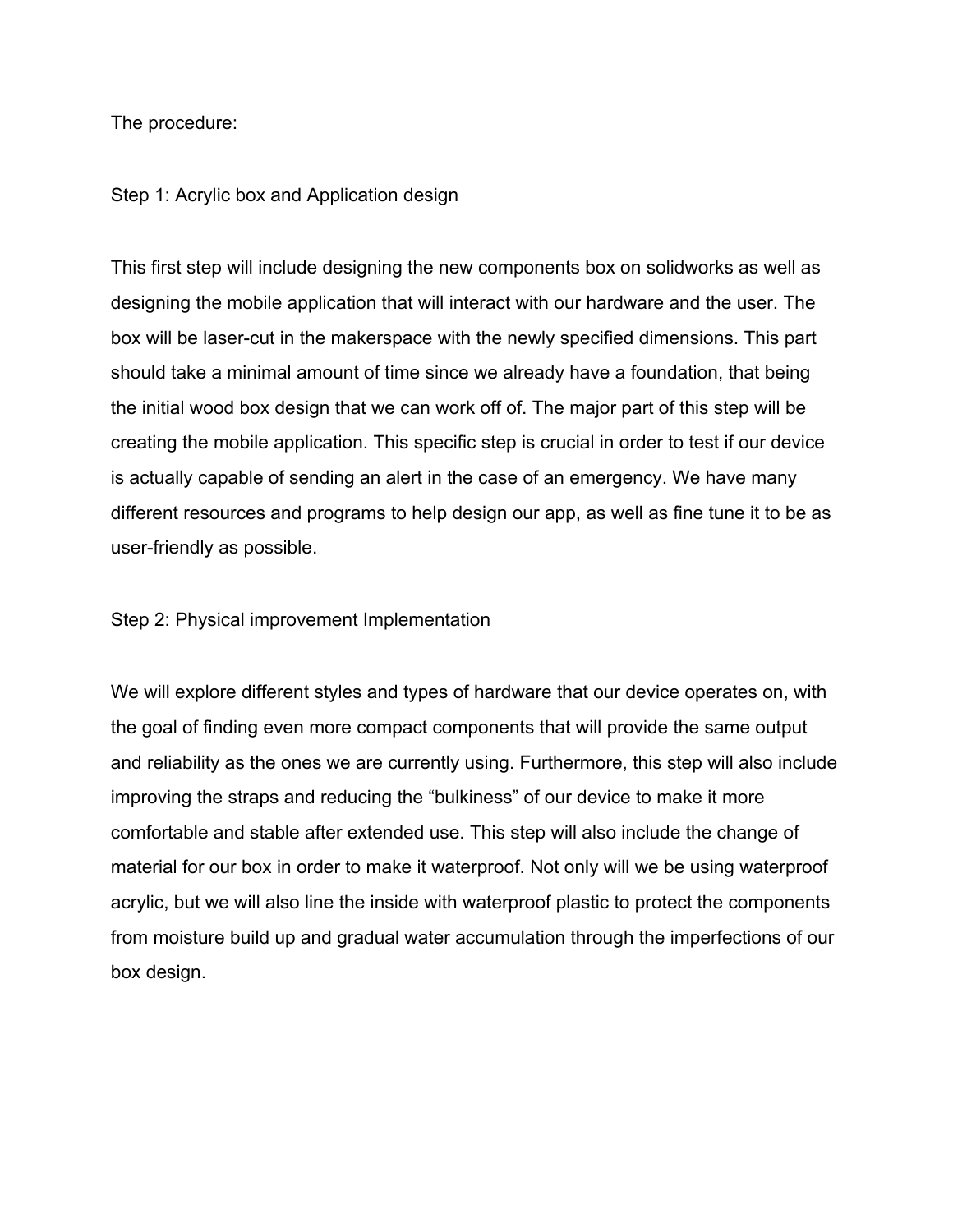The procedure:

Step 1: Acrylic box and Application design

This first step will include designing the new components box on solidworks as well as designing the mobile application that will interact with our hardware and the user. The box will be laser-cut in the makerspace with the newly specified dimensions. This part should take a minimal amount of time since we already have a foundation, that being the initial wood box design that we can work off of. The major part of this step will be creating the mobile application. This specific step is crucial in order to test if our device is actually capable of sending an alert in the case of an emergency. We have many different resources and programs to help design our app, as well as fine tune it to be as user-friendly as possible.

Step 2: Physical improvement Implementation

We will explore different styles and types of hardware that our device operates on, with the goal of finding even more compact components that will provide the same output and reliability as the ones we are currently using. Furthermore, this step will also include improving the straps and reducing the “bulkiness” of our device to make it more comfortable and stable after extended use. This step will also include the change of material for our box in order to make it waterproof. Not only will we be using waterproof acrylic, but we will also line the inside with waterproof plastic to protect the components from moisture build up and gradual water accumulation through the imperfections of our box design.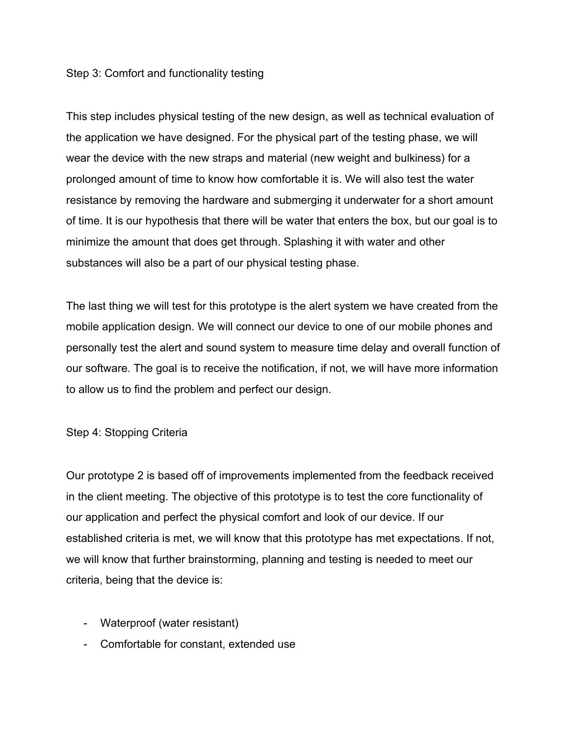## Step 3: Comfort and functionality testing

This step includes physical testing of the new design, as well as technical evaluation of the application we have designed. For the physical part of the testing phase, we will wear the device with the new straps and material (new weight and bulkiness) for a prolonged amount of time to know how comfortable it is. We will also test the water resistance by removing the hardware and submerging it underwater for a short amount of time. It is our hypothesis that there will be water that enters the box, but our goal is to minimize the amount that does get through. Splashing it with water and other substances will also be a part of our physical testing phase.

The last thing we will test for this prototype is the alert system we have created from the mobile application design. We will connect our device to one of our mobile phones and personally test the alert and sound system to measure time delay and overall function of our software. The goal is to receive the notification, if not, we will have more information to allow us to find the problem and perfect our design.

## Step 4: Stopping Criteria

Our prototype 2 is based off of improvements implemented from the feedback received in the client meeting. The objective of this prototype is to test the core functionality of our application and perfect the physical comfort and look of our device. If our established criteria is met, we will know that this prototype has met expectations. If not, we will know that further brainstorming, planning and testing is needed to meet our criteria, being that the device is:

- Waterproof (water resistant)
- Comfortable for constant, extended use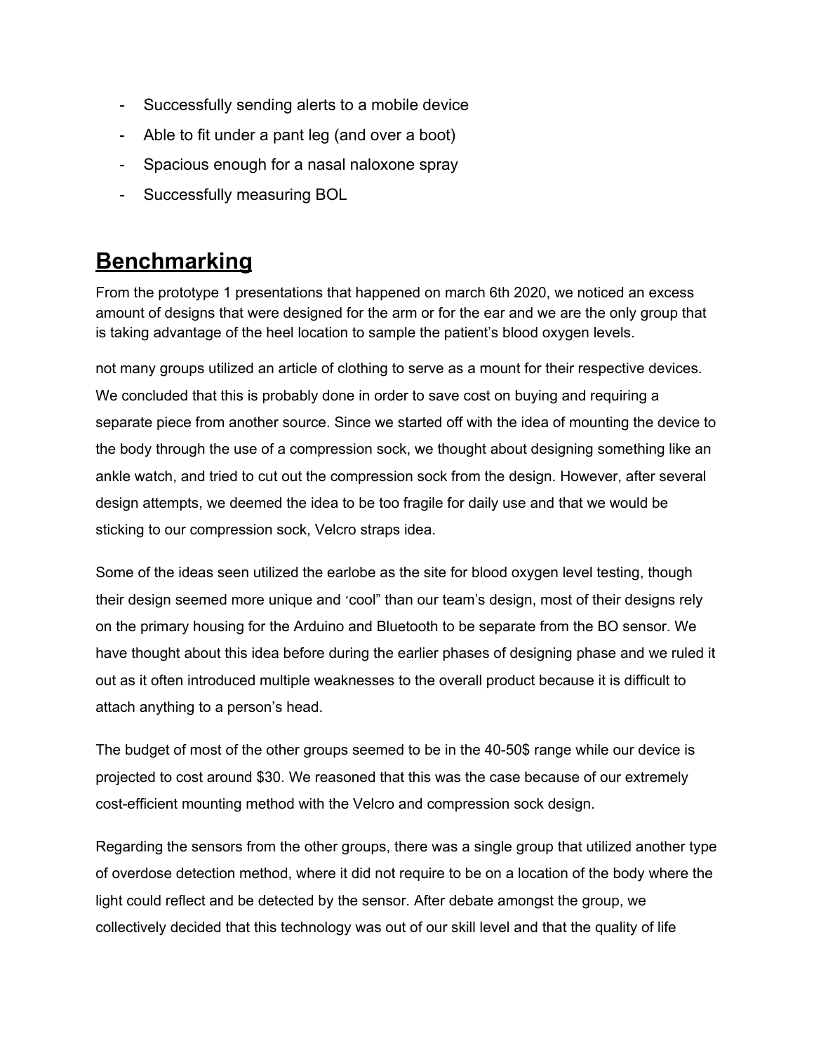- Successfully sending alerts to a mobile device
- Able to fit under a pant leg (and over a boot)
- Spacious enough for a nasal naloxone spray
- Successfully measuring BOL

## Benchmarking

From the prototype 1 presentations that happened on march 6th 2020, we noticed an excess amount of designs that were designed for the arm or for the ear and we are the only group that is taking advantage of the heel location to sample the patient's blood oxygen levels.

not many groups utilized an article of clothing to serve as a mount for their respective devices. We concluded that this is probably done in order to save cost on buying and requiring a separate piece from another source. Since we started off with the idea of mounting the device to the body through the use of a compression sock, we thought about designing something like an ankle watch, and tried to cut out the compression sock from the design. However, after several design attempts, we deemed the idea to be too fragile for daily use and that we would be sticking to our compression sock, Velcro straps idea.

Some of the ideas seen utilized the earlobe as the site for blood oxygen level testing, though their design seemed more unique and ´cool" than our team's design, most of their designs rely on the primary housing for the Arduino and Bluetooth to be separate from the BO sensor. We have thought about this idea before during the earlier phases of designing phase and we ruled it out as it often introduced multiple weaknesses to the overall product because it is difficult to attach anything to a person's head.

The budget of most of the other groups seemed to be in the 40-50$ range while our device is projected to cost around $30. We reasoned that this was the case because of our extremely cost-efficient mounting method with the Velcro and compression sock design.

Regarding the sensors from the other groups, there was a single group that utilized another type of overdose detection method, where it did not require to be on a location of the body where the light could reflect and be detected by the sensor. After debate amongst the group, we collectively decided that this technology was out of our skill level and that the quality of life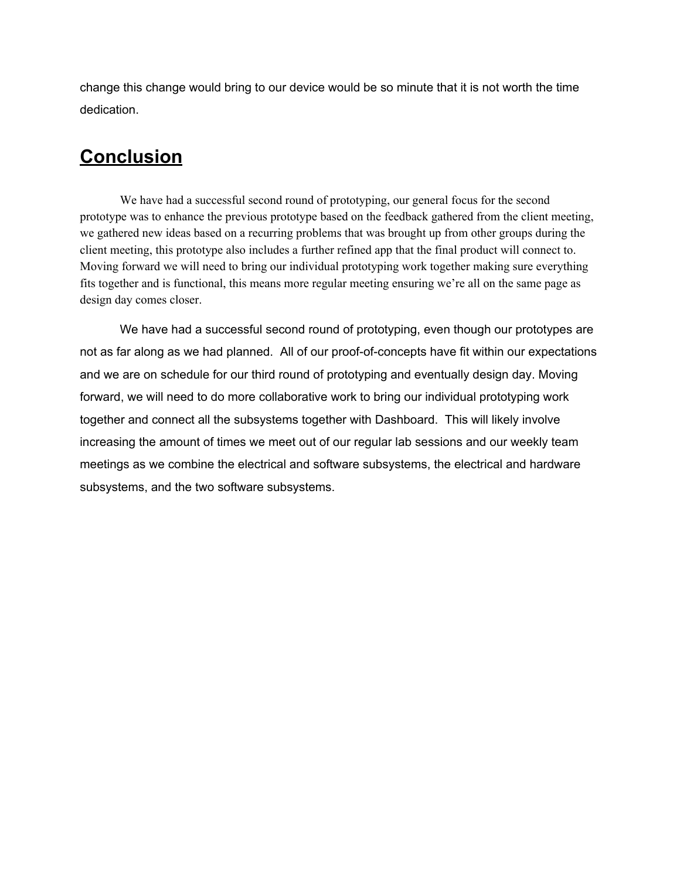change this change would bring to our device would be so minute that it is not worth the time dedication.

# Conclusion

We have had a successful second round of prototyping, our general focus for the second prototype was to enhance the previous prototype based on the feedback gathered from the client meeting, we gathered new ideas based on a recurring problems that was brought up from other groups during the client meeting, this prototype also includes a further refined app that the final product will connect to. Moving forward we will need to bring our individual prototyping work together making sure everything fits together and is functional, this means more regular meeting ensuring we're all on the same page as design day comes closer.

We have had a successful second round of prototyping, even though our prototypes are not as far along as we had planned.  All of our proof-of-concepts have fit within our expectations and we are on schedule for our third round of prototyping and eventually design day. Moving forward, we will need to do more collaborative work to bring our individual prototyping work together and connect all the subsystems together with Dashboard.  This will likely involve increasing the amount of times we meet out of our regular lab sessions and our weekly team meetings as we combine the electrical and software subsystems, the electrical and hardware subsystems, and the two software subsystems.